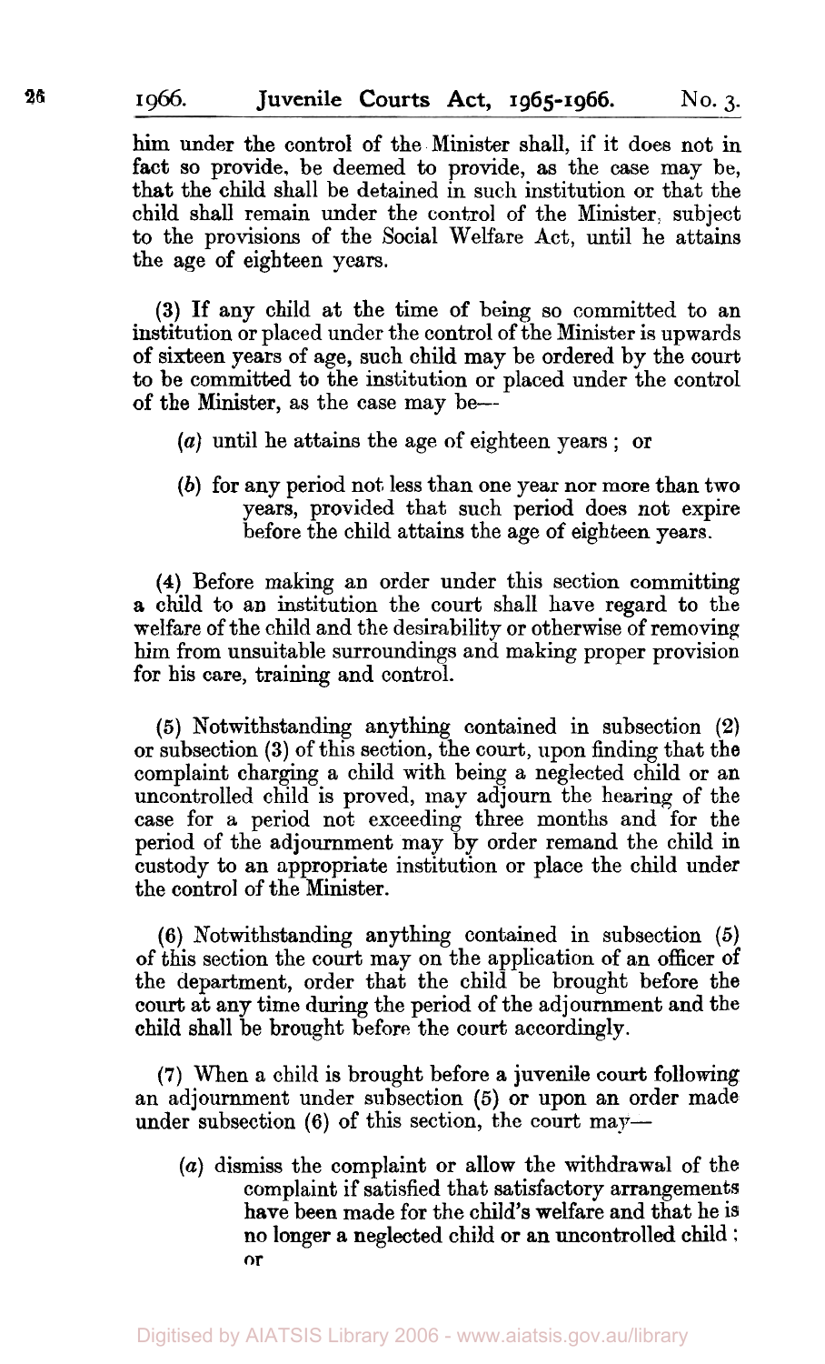him under the control of the Minister shall, if it does not in fact so provide, be deemed to provide, as the case may be, that the child shall be detained in such institution or that the child shall remain under the control of the Minister, subject to the provisions of the Social Welfare Act, until he attains the age of eighteen years.

(3) If any child at the time of being so committed to an institution or placed under the control of the Minister is upwards of sixteen years of age, such child may be ordered by the court to be committed to the institution or placed under the control of the Minister, as the case may be—

- (*a*) until he attains the age of eighteen years ; or
- (*b*) for any period not less than one year nor more than two years, provided that such period does not expire before the child attains the age of eighteen years.

(4) Before making an order under this section committing a child to an institution the court shall have regard to the welfare of the child and the desirability or otherwise of removing him from unsuitable surroundings and making proper provision for his care, training and control.

(5) Notwithstanding anything contained in subsection (2) or subsection (3) of this section, the court, upon finding that the complaint charging a child with being a neglected child or an uncontrolled child is proved, may adjourn the hearing of the case for a period not exceeding three months and for the period of the adjournment may by order remand the child in custody to an appropriate institution or place the child under the control of the Minister.

(6) Notwithstanding anything contained in subsection (5) of this section the court may on the application of an officer of the department, order that the child be brought before the court at any time during the period of the adjournment and the child shall be brought before the court accordingly.

(7) When a child is brought before a juvenile court following an adjournment under subsection (5) or upon an order made under subsection (6) of this section, the court may—

- (*a*) dismiss the complaint or allow the withdrawal of the complaint if satisfied that satisfactory arrangements have been made for the child's welfare and that he is no longer a neglected child or an uncontrolled child ; or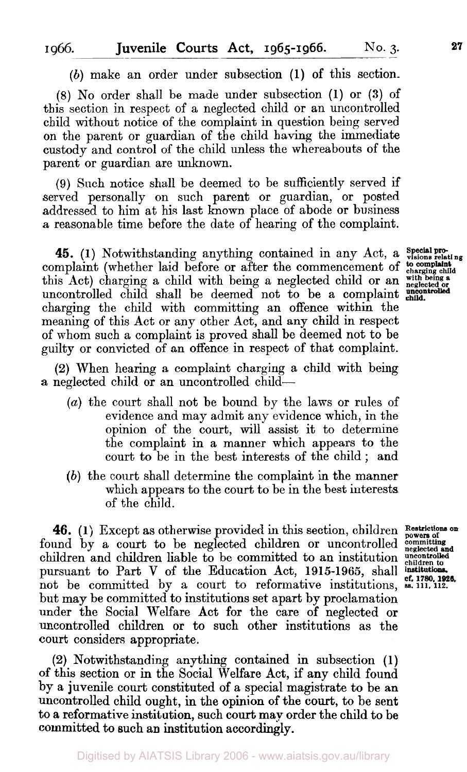(*b*) make an order under subsection (1) of this section.

(8) No order shall be made under subsection (1) or (3) of this section in respect of a neglected child or an uncontrolled child without notice of the complaint in question being served on the parent or guardian of the child having the immediate custody and control of the child unless the whereabouts of the parent or guardian are unknown.

(9) Such notice shall be deemed to be sufficiently served if served personally on such parent or guardian, or posted addressed to him at his last known place of abode or business a reasonable time before the date of hearing of the complaint.

**45.** (1) Notwithstanding anything contained in any Act, a complaint (whether laid before or after the commencement of this Act) charging a child with being a neglected child or an uncontrolled child shall be deemed not to be a complaint charging the child with committing an offence within the meaning of this Act or any other Act, and any child in respect of whom such a complaint is proved shall be deemed not to be guilty or convicted of an offence in respect of that complaint.

**Special provisions relating to complaint charging child with being a neglected or uncontrolled child.**

(2) When hearing a complaint charging a child with being a neglected child or an uncontrolled child—

- (*a*) the court shall not be bound by the laws or rules of evidence and may admit any evidence which, in the opinion of the court, will assist it to determine the complaint in a manner which appears to the court to be in the best interests of the child; and
- (*b*) the court shall determine the complaint in the manner which appears to the court to be in the best interests of the child.

**46.** (1) Except as otherwise provided in this section, children found by a court to be neglected children or uncontrolled children and children liable to be committed to an institution pursuant to Part V of the Education Act, 1915-1965, shall not be committed by a court to reformative institutions, but may be committed to institutions set apart by proclamation under the Social Welfare Act for the care of neglected or uncontrolled children or to such other institutions as the court considers appropriate.

**Restrictions on powers of committing neglected and uncontrolled children to institutions.**
cf. 1780, 1926, ss. 111, 112.

(2) Notwithstanding anything contained in subsection (1) of this section or in the Social Welfare Act, if any child found by a juvenile court constituted of a special magistrate to be an uncontrolled child ought, in the opinion of the court, to be sent to a reformative institution, such court may order the child to be committed to such an institution accordingly.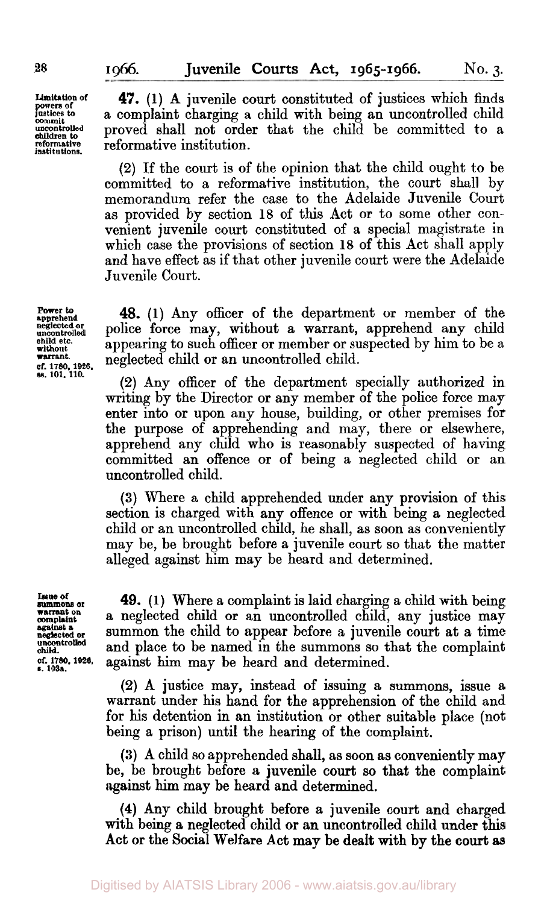**Limitation of powers of justices to commit uncontrolled children to reformative institutions.**

**47.** (1) A juvenile court constituted of justices which finds a complaint charging a child with being an uncontrolled child proved shall not order that the child be committed to a reformative institution.

(2) If the court is of the opinion that the child ought to be committed to a reformative institution, the court shall by memorandum refer the case to the Adelaide Juvenile Court as provided by section 18 of this Act or to some other convenient juvenile court constituted of a special magistrate in which case the provisions of section 18 of this Act shall apply and have effect as if that other juvenile court were the Adelaide Juvenile Court.

**Power to apprehend neglected or uncontrolled child etc. without warrant.**
**cf. 1780, 1926, ss. 101, 110.**

**48.** (1) Any officer of the department or member of the police force may, without a warrant, apprehend any child appearing to such officer or member or suspected by him to be a neglected child or an uncontrolled child.

(2) Any officer of the department specially authorized in writing by the Director or any member of the police force may enter into or upon any house, building, or other premises for the purpose of apprehending and may, there or elsewhere, apprehend any child who is reasonably suspected of having committed an offence or of being a neglected child or an uncontrolled child.

(3) Where a child apprehended under any provision of this section is charged with any offence or with being a neglected child or an uncontrolled child, he shall, as soon as conveniently may be, be brought before a juvenile court so that the matter alleged against him may be heard and determined.

**Issue of summons or warrant on complaint against a neglected or uncontrolled child.**
**cf. 1780, 1926, s. 103a.**

**49.** (1) Where a complaint is laid charging a child with being a neglected child or an uncontrolled child, any justice may summon the child to appear before a juvenile court at a time and place to be named in the summons so that the complaint against him may be heard and determined.

(2) A justice may, instead of issuing a summons, issue a warrant under his hand for the apprehension of the child and for his detention in an institution or other suitable place (not being a prison) until the hearing of the complaint.

(3) A child so apprehended shall, as soon as conveniently may be, be brought before a juvenile court so that the complaint against him may be heard and determined.

(4) Any child brought before a juvenile court and charged with being a neglected child or an uncontrolled child under this Act or the Social Welfare Act may be dealt with by the court as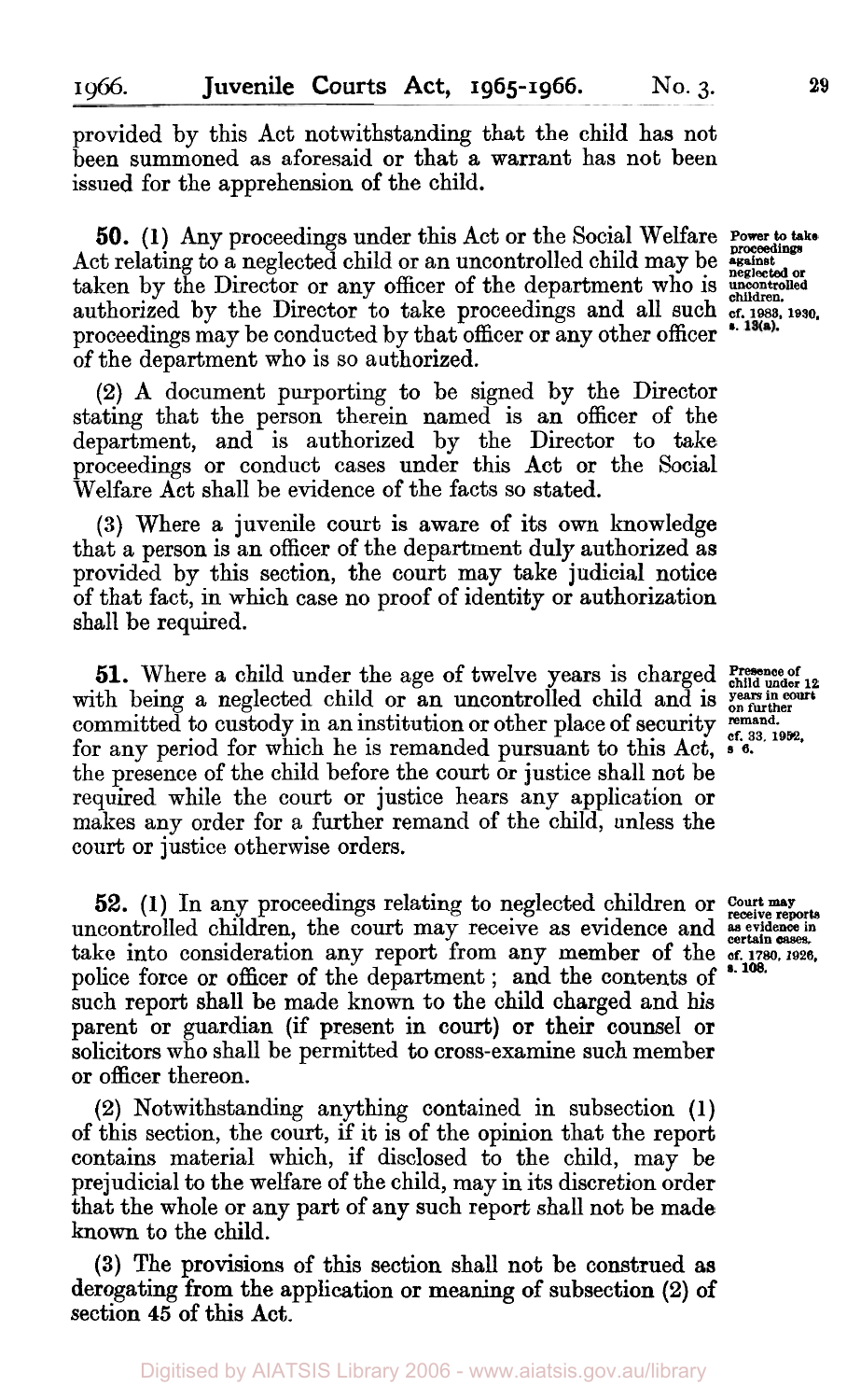provided by this Act notwithstanding that the child has not been summoned as aforesaid or that a warrant has not been issued for the apprehension of the child.

**50.** (1) Any proceedings under this Act or the Social Welfare Act relating to a neglected child or an uncontrolled child may be taken by the Director or any officer of the department who is authorized by the Director to take proceedings and all such proceedings may be conducted by that officer or any other officer of the department who is so authorized.

*Power to take proceedings against neglected or uncontrolled children. cf. 1983, 1930, s. 13(a).*

(2) A document purporting to be signed by the Director stating that the person therein named is an officer of the department, and is authorized by the Director to take proceedings or conduct cases under this Act or the Social Welfare Act shall be evidence of the facts so stated.

(3) Where a juvenile court is aware of its own knowledge that a person is an officer of the department duly authorized as provided by this section, the court may take judicial notice of that fact, in which case no proof of identity or authorization shall be required.

**51.** Where a child under the age of twelve years is charged with being a neglected child or an uncontrolled child and is committed to custody in an institution or other place of security for any period for which he is remanded pursuant to this Act, the presence of the child before the court or justice shall not be required while the court or justice hears any application or makes any order for a further remand of the child, unless the court or justice otherwise orders.

*Presence of child under 12 years in court on further remand. cf. 33, 1952, s. 6.*

**52.** (1) In any proceedings relating to neglected children or uncontrolled children, the court may receive as evidence and take into consideration any report from any member of the police force or officer of the department; and the contents of such report shall be made known to the child charged and his parent or guardian (if present in court) or their counsel or solicitors who shall be permitted to cross-examine such member or officer thereon.

*Court may receive reports as evidence in certain cases. cf. 1780, 1926, s. 108.*

(2) Notwithstanding anything contained in subsection (1) of this section, the court, if it is of the opinion that the report contains material which, if disclosed to the child, may be prejudicial to the welfare of the child, may in its discretion order that the whole or any part of any such report shall not be made known to the child.

(3) The provisions of this section shall not be construed as derogating from the application or meaning of subsection (2) of section 45 of this Act.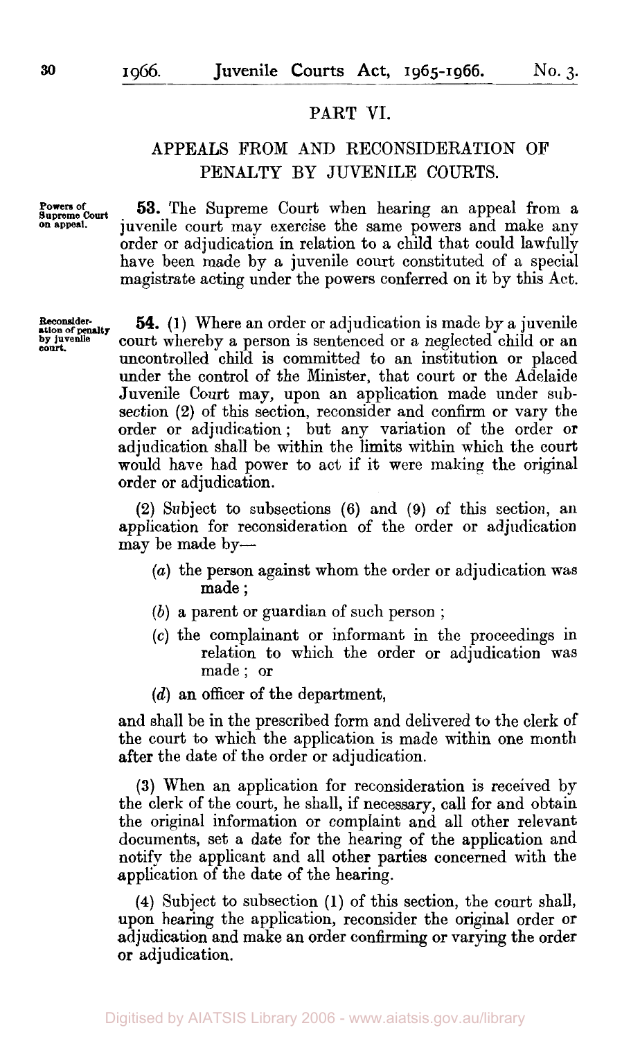## PART VI.

## APPEALS FROM AND RECONSIDERATION OF PENALTY BY JUVENILE COURTS.

Powers of Supreme Court on appeal.

**53.** The Supreme Court when hearing an appeal from a juvenile court may exercise the same powers and make any order or adjudication in relation to a child that could lawfully have been made by a juvenile court constituted of a special magistrate acting under the powers conferred on it by this Act.

Reconsideration of penalty by juvenile court.

**54.** (1) Where an order or adjudication is made by a juvenile court whereby a person is sentenced or a neglected child or an uncontrolled child is committed to an institution or placed under the control of the Minister, that court or the Adelaide Juvenile Court may, upon an application made under subsection (2) of this section, reconsider and confirm or vary the order or adjudication; but any variation of the order or adjudication shall be within the limits within which the court would have had power to act if it were making the original order or adjudication.

(2) Subject to subsections (6) and (9) of this section, an application for reconsideration of the order or adjudication may be made by—

- (*a*) the person against whom the order or adjudication was made;
- (*b*) a parent or guardian of such person;
- (*c*) the complainant or informant in the proceedings in relation to which the order or adjudication was made; or
- (*d*) an officer of the department,

and shall be in the prescribed form and delivered to the clerk of the court to which the application is made within one month after the date of the order or adjudication.

(3) When an application for reconsideration is received by the clerk of the court, he shall, if necessary, call for and obtain the original information or complaint and all other relevant documents, set a date for the hearing of the application and notify the applicant and all other parties concerned with the application of the date of the hearing.

(4) Subject to subsection (1) of this section, the court shall, upon hearing the application, reconsider the original order or adjudication and make an order confirming or varying the order or adjudication.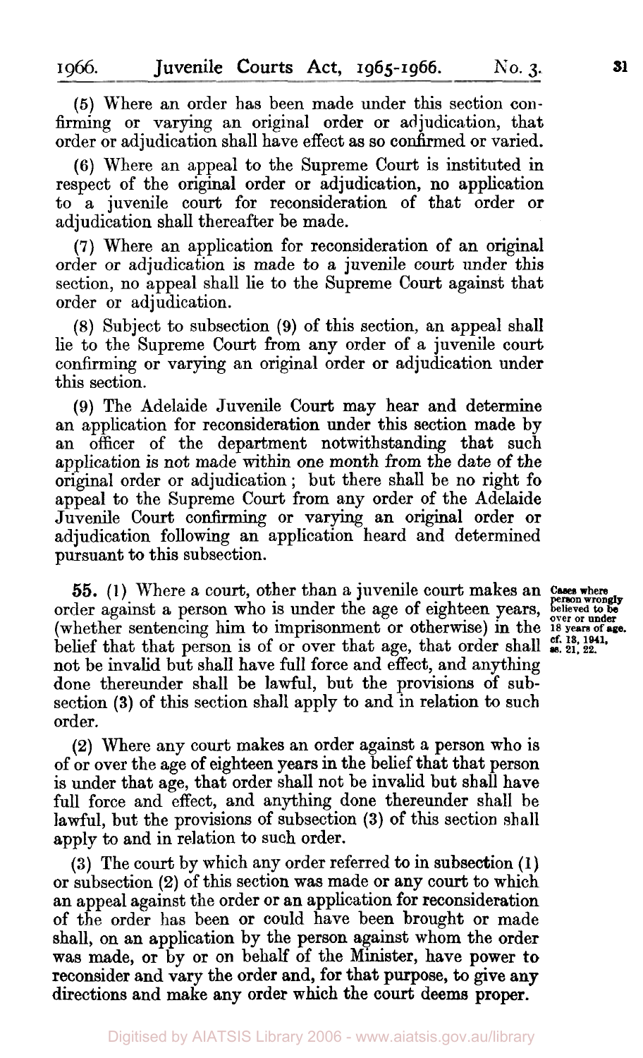(5) Where an order has been made under this section confirming or varying an original order or adjudication, that order or adjudication shall have effect as so confirmed or varied.

(6) Where an appeal to the Supreme Court is instituted in respect of the original order or adjudication, no application to a juvenile court for reconsideration of that order or adjudication shall thereafter be made.

(7) Where an application for reconsideration of an original order or adjudication is made to a juvenile court under this section, no appeal shall lie to the Supreme Court against that order or adjudication.

(8) Subject to subsection (9) of this section, an appeal shall lie to the Supreme Court from any order of a juvenile court confirming or varying an original order or adjudication under this section.

(9) The Adelaide Juvenile Court may hear and determine an application for reconsideration under this section made by an officer of the department notwithstanding that such application is not made within one month from the date of the original order or adjudication; but there shall be no right fo appeal to the Supreme Court from any order of the Adelaide Juvenile Court confirming or varying an original order or adjudication following an application heard and determined pursuant to this subsection.

*Cases where person wrongly believed to be over or under 18 years of age. cf. 18, 1941, ss. 21, 22.*

**55.** (1) Where a court, other than a juvenile court makes an order against a person who is under the age of eighteen years, (whether sentencing him to imprisonment or otherwise) in the belief that that person is of or over that age, that order shall not be invalid but shall have full force and effect, and anything done thereunder shall be lawful, but the provisions of subsection (3) of this section shall apply to and in relation to such order.

(2) Where any court makes an order against a person who is of or over the age of eighteen years in the belief that that person is under that age, that order shall not be invalid but shall have full force and effect, and anything done thereunder shall be lawful, but the provisions of subsection (3) of this section shall apply to and in relation to such order.

(3) The court by which any order referred to in subsection (1) or subsection (2) of this section was made or any court to which an appeal against the order or an application for reconsideration of the order has been or could have been brought or made shall, on an application by the person against whom the order was made, or by or on behalf of the Minister, have power to reconsider and vary the order and, for that purpose, to give any directions and make any order which the court deems proper.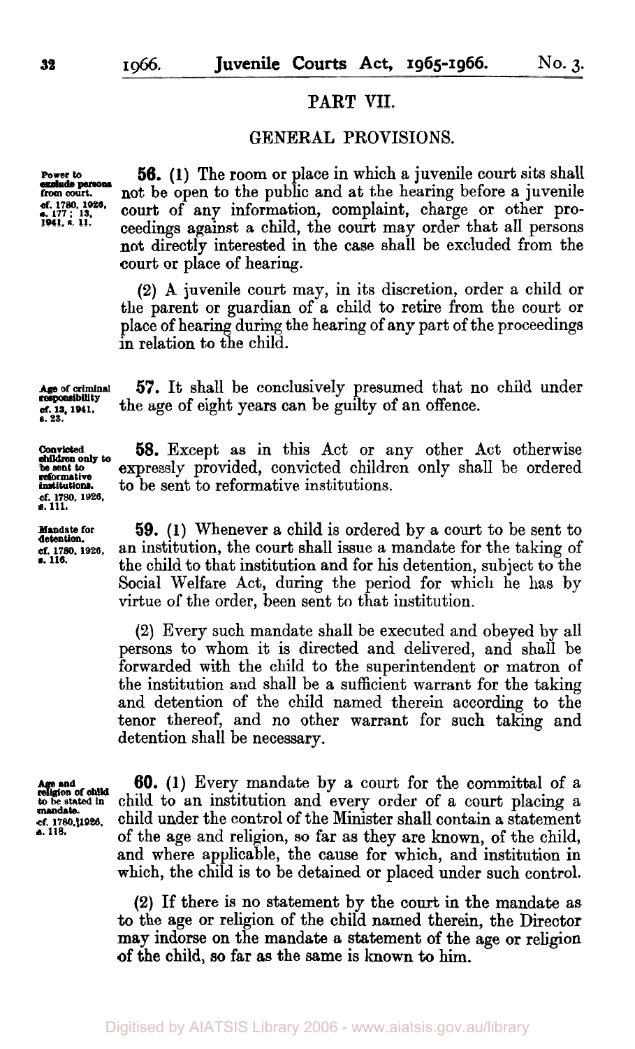## PART VII.

## GENERAL PROVISIONS.

*Power to exclude persons from court. cf. 1780, 1926, s. 177; 13, 1941, s. 11.*

**56.** (1) The room or place in which a juvenile court sits shall not be open to the public and at the hearing before a juvenile court of any information, complaint, charge or other proceedings against a child, the court may order that all persons not directly interested in the case shall be excluded from the court or place of hearing.

(2) A juvenile court may, in its discretion, order a child or the parent or guardian of a child to retire from the court or place of hearing during the hearing of any part of the proceedings in relation to the child.

*Age of criminal responsibility cf. 13, 1941, s. 23.*

**57.** It shall be conclusively presumed that no child under the age of eight years can be guilty of an offence.

*Convicted children only to be sent to reformative institutions. cf. 1780, 1926, s. 111.*

**58.** Except as in this Act or any other Act otherwise expressly provided, convicted children only shall be ordered to be sent to reformative institutions.

*Mandate for detention. cf. 1780, 1926, s. 116.*

**59.** (1) Whenever a child is ordered by a court to be sent to an institution, the court shall issue a mandate for the taking of the child to that institution and for his detention, subject to the Social Welfare Act, during the period for which he has by virtue of the order, been sent to that institution.

(2) Every such mandate shall be executed and obeyed by all persons to whom it is directed and delivered, and shall be forwarded with the child to the superintendent or matron of the institution and shall be a sufficient warrant for the taking and detention of the child named therein according to the tenor thereof, and no other warrant for such taking and detention shall be necessary.

*Age and religion of child to be stated in mandate. cf. 1780, 1926, s. 118.*

**60.** (1) Every mandate by a court for the committal of a child to an institution and every order of a court placing a child under the control of the Minister shall contain a statement of the age and religion, so far as they are known, of the child, and where applicable, the cause for which, and institution in which, the child is to be detained or placed under such control.

(2) If there is no statement by the court in the mandate as to the age or religion of the child named therein, the Director may indorse on the mandate a statement of the age or religion of the child, so far as the same is known to him.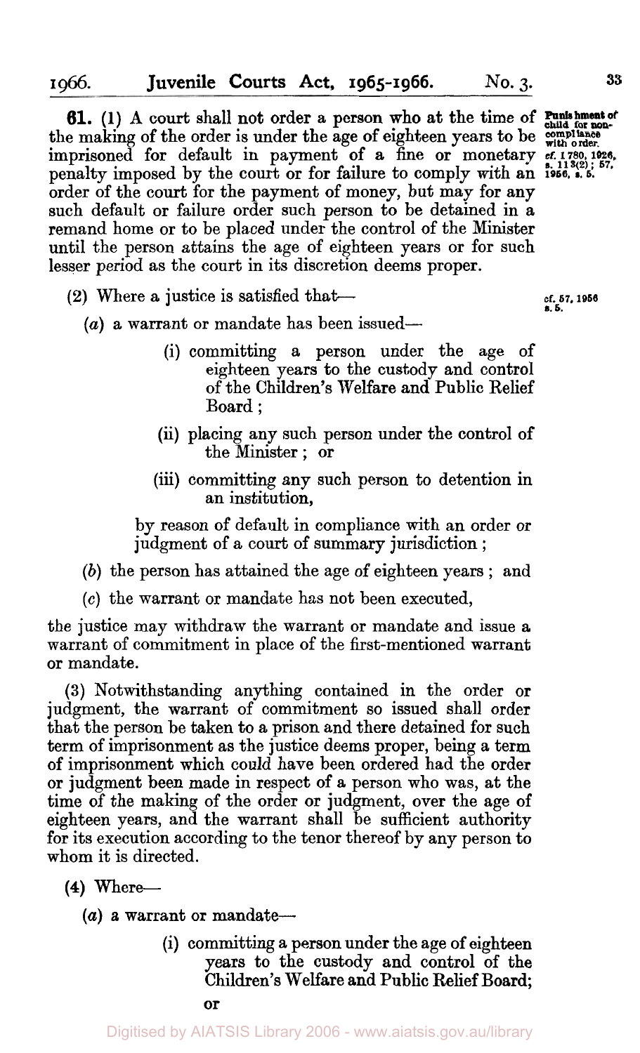**61.** (1) A court shall not order a person who at the time of the making of the order is under the age of eighteen years to be imprisoned for default in payment of a fine or monetary penalty imposed by the court or for failure to comply with an order of the court for the payment of money, but may for any such default or failure order such person to be detained in a remand home or to be placed under the control of the Minister until the person attains the age of eighteen years or for such lesser period as the court in its discretion deems proper.

Punishment of child for non-compliance with order. cf. 1780, 1926, s. 113(2); 57, 1956, s. 5.

(2) Where a justice is satisfied that—

cf. 57, 1956 s. 5.

(*a*) a warrant or mandate has been issued—

(i) committing a person under the age of eighteen years to the custody and control of the Children's Welfare and Public Relief Board;

(ii) placing any such person under the control of the Minister; or

(iii) committing any such person to detention in an institution,

by reason of default in compliance with an order or judgment of a court of summary jurisdiction;

(*b*) the person has attained the age of eighteen years; and

(*c*) the warrant or mandate has not been executed,

the justice may withdraw the warrant or mandate and issue a warrant of commitment in place of the first-mentioned warrant or mandate.

(3) Notwithstanding anything contained in the order or judgment, the warrant of commitment so issued shall order that the person be taken to a prison and there detained for such term of imprisonment as the justice deems proper, being a term of imprisonment which could have been ordered had the order or judgment been made in respect of a person who was, at the time of the making of the order or judgment, over the age of eighteen years, and the warrant shall be sufficient authority for its execution according to the tenor thereof by any person to whom it is directed.

(4) Where—

(*a*) a warrant or mandate—

(i) committing a person under the age of eighteen years to the custody and control of the Children's Welfare and Public Relief Board;

or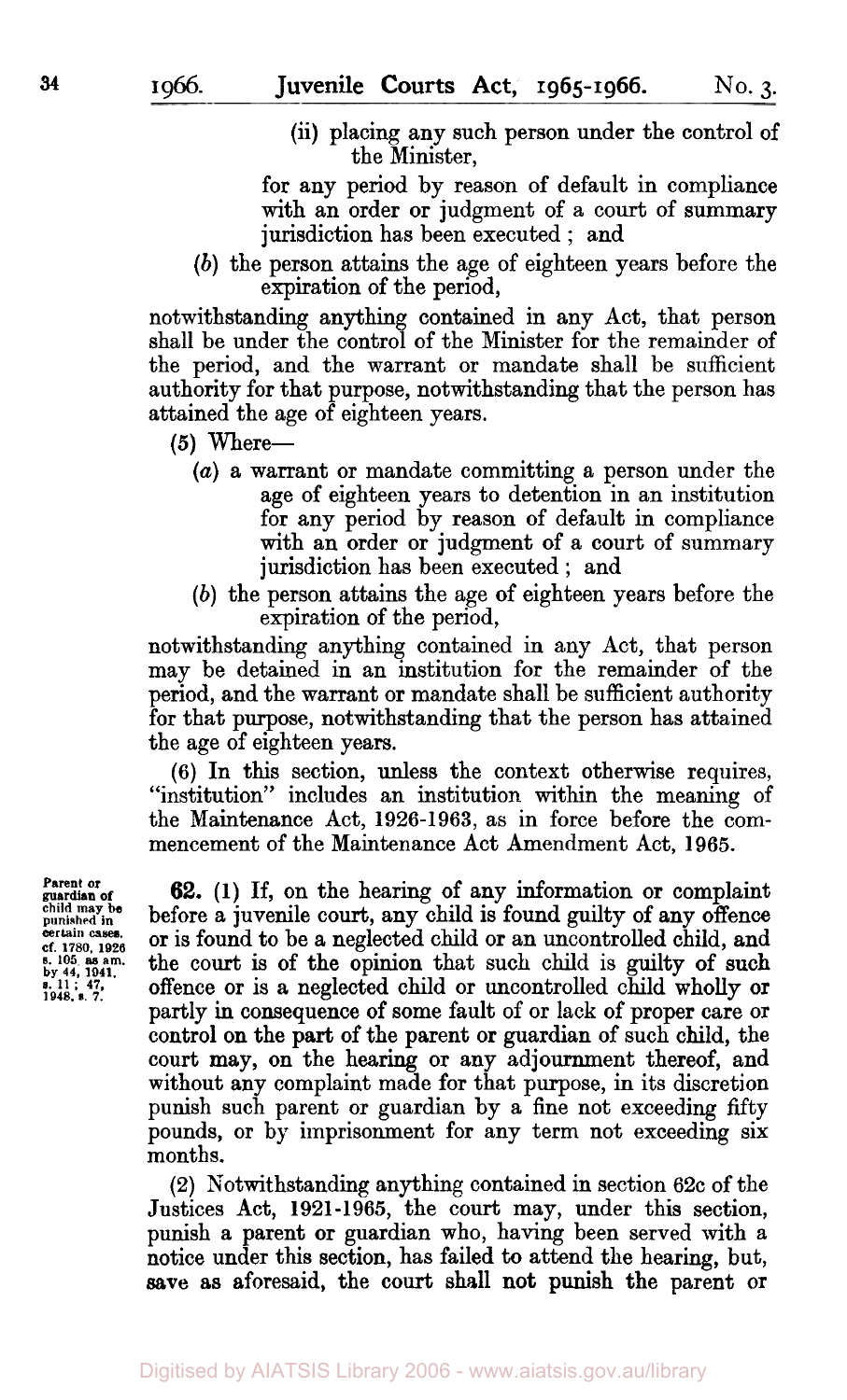(ii) placing any such person under the control of the Minister,

for any period by reason of default in compliance with an order or judgment of a court of summary jurisdiction has been executed; and

(*b*) the person attains the age of eighteen years before the expiration of the period,

notwithstanding anything contained in any Act, that person shall be under the control of the Minister for the remainder of the period, and the warrant or mandate shall be sufficient authority for that purpose, notwithstanding that the person has attained the age of eighteen years.

(5) Where—

(*a*) a warrant or mandate committing a person under the age of eighteen years to detention in an institution for any period by reason of default in compliance with an order or judgment of a court of summary jurisdiction has been executed; and

(*b*) the person attains the age of eighteen years before the expiration of the period,

notwithstanding anything contained in any Act, that person may be detained in an institution for the remainder of the period, and the warrant or mandate shall be sufficient authority for that purpose, notwithstanding that the person has attained the age of eighteen years.

(6) In this section, unless the context otherwise requires, "institution" includes an institution within the meaning of the Maintenance Act, 1926-1963, as in force before the commencement of the Maintenance Act Amendment Act, 1965.

**Parent or guardian of child may be punished in certain cases. cf. 1780, 1926 s. 105 as am. by 44, 1941, s. 11; 47, 1948, s. 7.**

**62.** (1) If, on the hearing of any information or complaint before a juvenile court, any child is found guilty of any offence or is found to be a neglected child or an uncontrolled child, and the court is of the opinion that such child is guilty of such offence or is a neglected child or uncontrolled child wholly or partly in consequence of some fault of or lack of proper care or control on the part of the parent or guardian of such child, the court may, on the hearing or any adjournment thereof, and without any complaint made for that purpose, in its discretion punish such parent or guardian by a fine not exceeding fifty pounds, or by imprisonment for any term not exceeding six months.

(2) Notwithstanding anything contained in section 62c of the Justices Act, 1921-1965, the court may, under this section, punish a parent or guardian who, having been served with a notice under this section, has failed to attend the hearing, but, save as aforesaid, the court shall not punish the parent or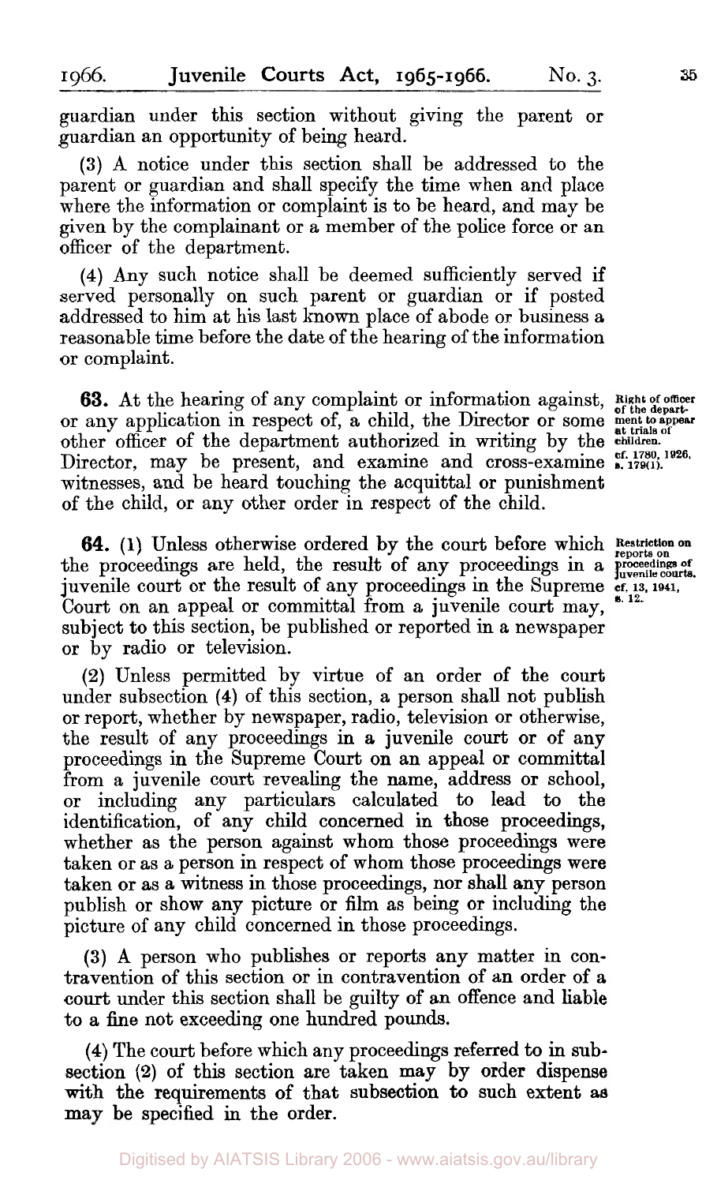guardian under this section without giving the parent or guardian an opportunity of being heard.

(3) A notice under this section shall be addressed to the parent or guardian and shall specify the time when and place where the information or complaint is to be heard, and may be given by the complainant or a member of the police force or an officer of the department.

(4) Any such notice shall be deemed sufficiently served if served personally on such parent or guardian or if posted addressed to him at his last known place of abode or business a reasonable time before the date of the hearing of the information or complaint.

**63.** At the hearing of any complaint or information against, or any application in respect of, a child, the Director or some other officer of the department authorized in writing by the Director, may be present, and examine and cross-examine witnesses, and be heard touching the acquittal or punishment of the child, or any other order in respect of the child.

*Right of officer of the department to appear at trials of children.*
*cf. 1780, 1926, s. 179(1).*

**64.** (1) Unless otherwise ordered by the court before which the proceedings are held, the result of any proceedings in a juvenile court or the result of any proceedings in the Supreme Court on an appeal or committal from a juvenile court may, subject to this section, be published or reported in a newspaper or by radio or television.

*Restriction on reports on proceedings of juvenile courts.*
*cf. 13, 1941, s. 12.*

(2) Unless permitted by virtue of an order of the court under subsection (4) of this section, a person shall not publish or report, whether by newspaper, radio, television or otherwise, the result of any proceedings in a juvenile court or of any proceedings in the Supreme Court on an appeal or committal from a juvenile court revealing the name, address or school, or including any particulars calculated to lead to the identification, of any child concerned in those proceedings, whether as the person against whom those proceedings were taken or as a person in respect of whom those proceedings were taken or as a witness in those proceedings, nor shall any person publish or show any picture or film as being or including the picture of any child concerned in those proceedings.

(3) A person who publishes or reports any matter in contravention of this section or in contravention of an order of a court under this section shall be guilty of an offence and liable to a fine not exceeding one hundred pounds.

(4) The court before which any proceedings referred to in subsection (2) of this section are taken may by order dispense with the requirements of that subsection to such extent as may be specified in the order.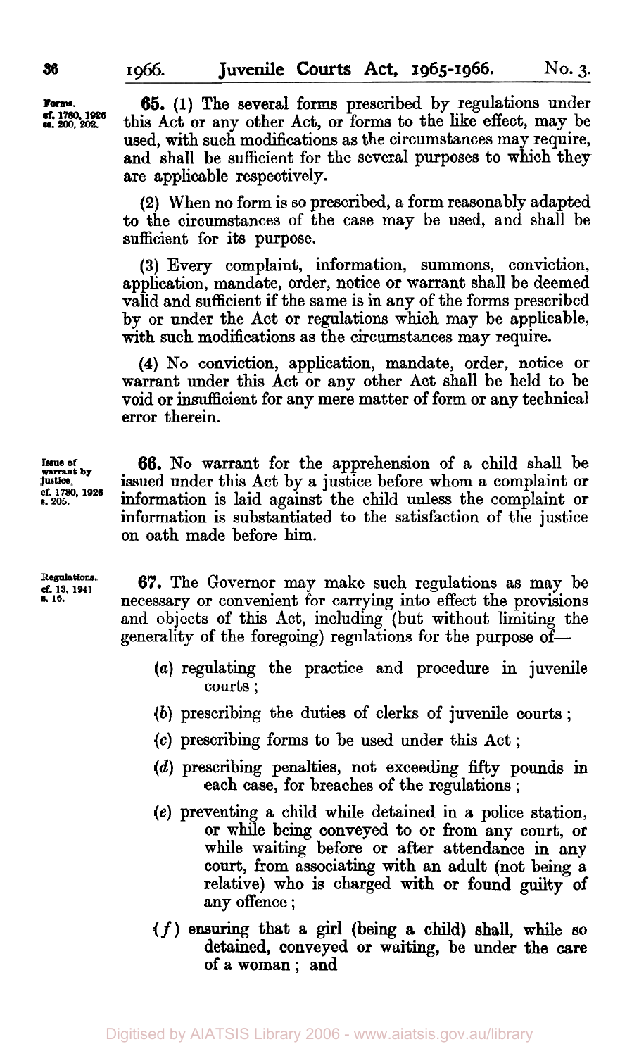Forms. cf. 1780, 1926 ss. 200, 202.

**65.** (1) The several forms prescribed by regulations under this Act or any other Act, or forms to the like effect, may be used, with such modifications as the circumstances may require, and shall be sufficient for the several purposes to which they are applicable respectively.

(2) When no form is so prescribed, a form reasonably adapted to the circumstances of the case may be used, and shall be sufficient for its purpose.

(3) Every complaint, information, summons, conviction, application, mandate, order, notice or warrant shall be deemed valid and sufficient if the same is in any of the forms prescribed by or under the Act or regulations which may be applicable, with such modifications as the circumstances may require.

(4) No conviction, application, mandate, order, notice or warrant under this Act or any other Act shall be held to be void or insufficient for any mere matter of form or any technical error therein.

Issue of warrant by justice. cf. 1780, 1926 s. 205.

**66.** No warrant for the apprehension of a child shall be issued under this Act by a justice before whom a complaint or information is laid against the child unless the complaint or information is substantiated to the satisfaction of the justice on oath made before him.

Regulations. cf. 13, 1941 s. 16.

**67.** The Governor may make such regulations as may be necessary or convenient for carrying into effect the provisions and objects of this Act, including (but without limiting the generality of the foregoing) regulations for the purpose of—

(*a*) regulating the practice and procedure in juvenile courts;

(*b*) prescribing the duties of clerks of juvenile courts;

(*c*) prescribing forms to be used under this Act;

(*d*) prescribing penalties, not exceeding fifty pounds in each case, for breaches of the regulations;

(*e*) preventing a child while detained in a police station, or while being conveyed to or from any court, or while waiting before or after attendance in any court, from associating with an adult (not being a relative) who is charged with or found guilty of any offence;

(*f*) ensuring that a girl (being a child) shall, while so detained, conveyed or waiting, be under the care of a woman; and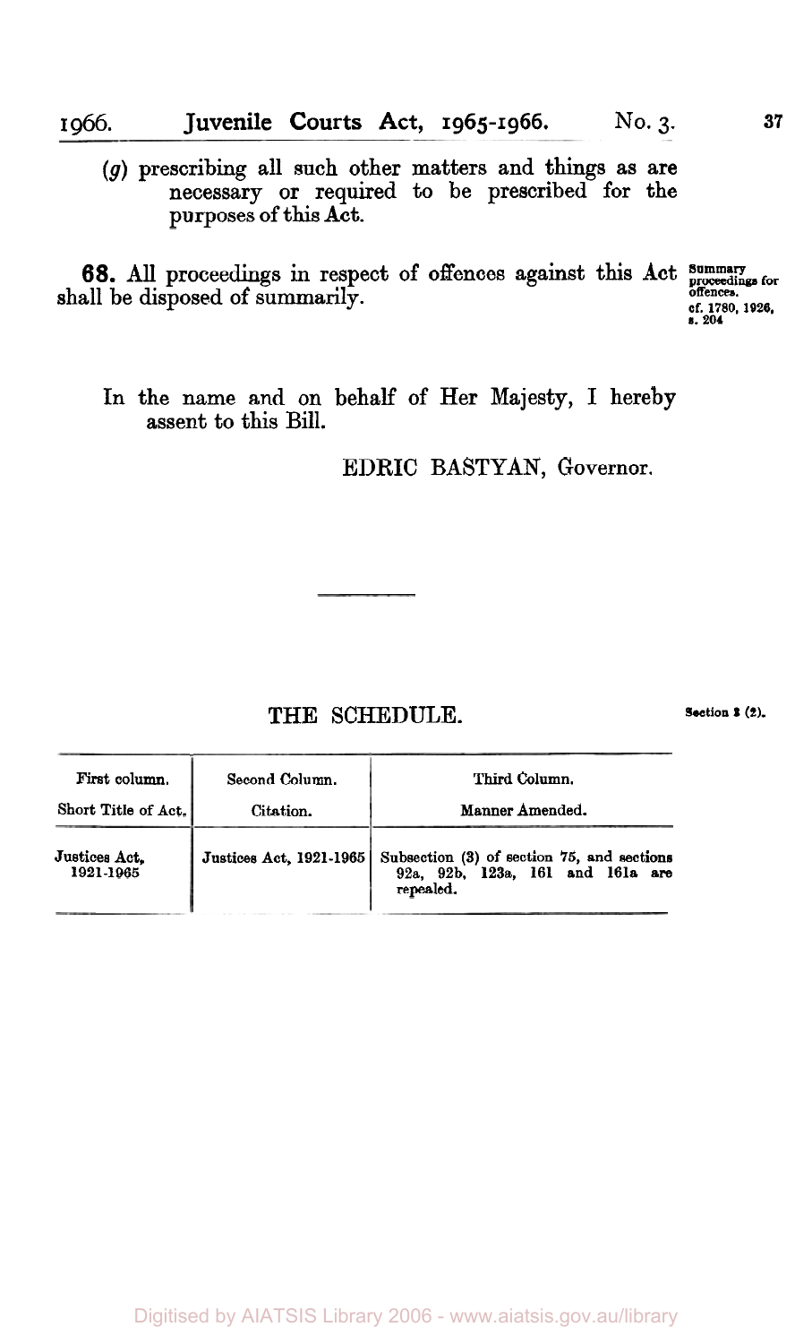(*g*) prescribing all such other matters and things as are necessary or required to be prescribed for the purposes of this Act.

**68.** All proceedings in respect of offences against this Act shall be disposed of summarily.

Summary proceedings for offences. cf. 1780, 1926, s. 204

In the name and on behalf of Her Majesty, I hereby assent to this Bill.

EDRIC BASTYAN, Governor.

---

## THE SCHEDULE.

Section 3 (2).

| First column. Short Title of Act. | Second Column. Citation. | Third Column. Manner Amended. |
|---|---|---|
| Justices Act, 1921-1965 | Justices Act, 1921-1965 | Subsection (3) of section 75, and sections 92a, 92b, 123a, 161 and 161a are repealed. |

Digitised by AIATSIS Library 2006 - www.aiatsis.gov.au/library